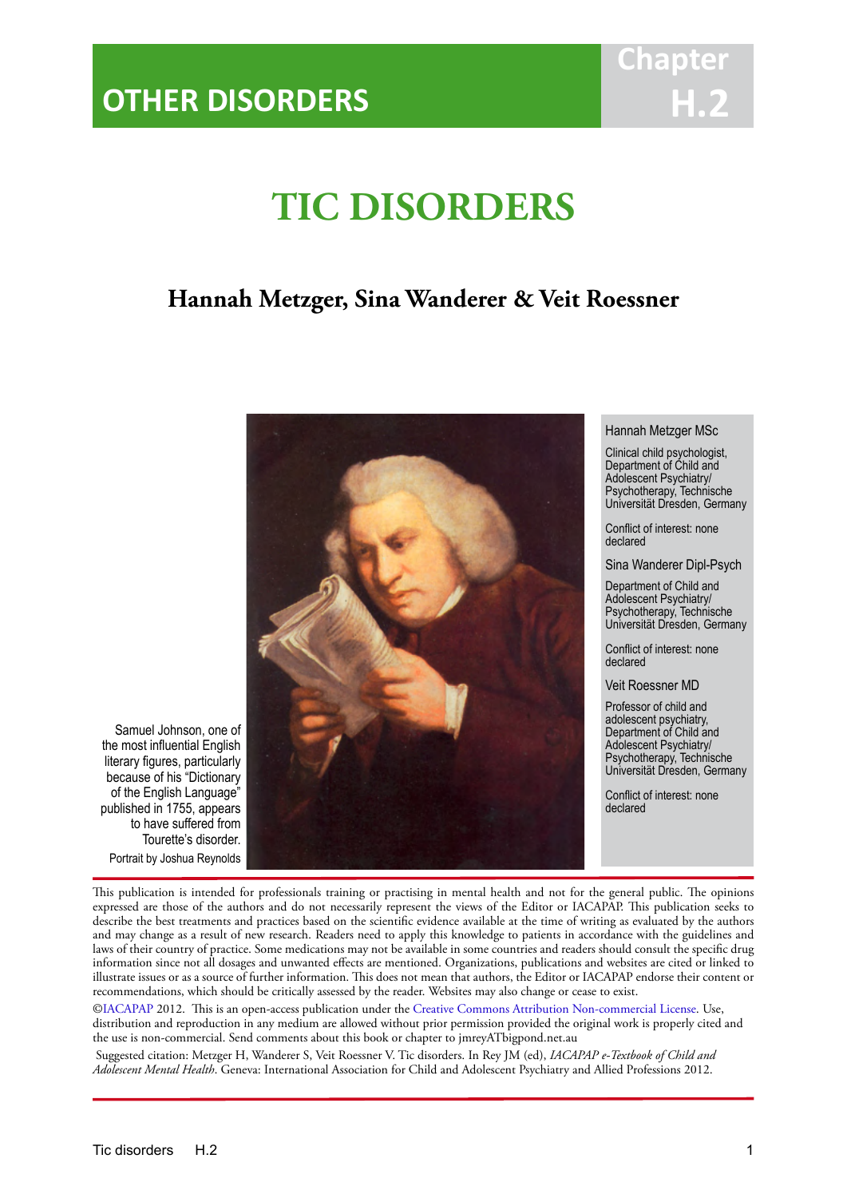# OTHER DISORDERS

Chapter H.2

# TIC DISORDERS

## Hannah Metzger, Sina Wanderer & Veit Roessner

Samuel Johnson, one of the most influential English literary figures, particularly because of his "Dictionary of the English Language" published in 1755, appears to have suffered from Tourette's disorder.

Portrait by Joshua Reynolds

Hannah Metzger MSc

Clinical child psychologist, Department of Child and Adolescent Psychiatry/ Psychotherapy, Technische Universität Dresden, Germany

Conflict of interest: none declared

Sina Wanderer Dipl-Psych

Department of Child and Adolescent Psychiatry/ Psychotherapy, Technische Universität Dresden, Germany

Conflict of interest: none declared

Veit Roessner MD

Professor of child and adolescent psychiatry, Department of Child and Adolescent Psychiatry/ Psychotherapy, Technische Universität Dresden, Germany

Conflict of interest: none declared

This publication is intended for professionals training or practising in mental health and not for the general public. The opinions expressed are those of the authors and do not necessarily represent the views of the Editor or IACAPAP. This publication seeks to describe the best treatments and practices based on the scientific evidence available at the time of writing as evaluated by the authors and may change as a result of new research. Readers need to apply this knowledge to patients in accordance with the guidelines and laws of their country of practice. Some medications may not be available in some countries and readers should consult the specific drug information since not all dosages and unwanted effects are mentioned. Organizations, publications and websites are cited or linked to illustrate issues or as a source of further information. This does not mean that authors, the Editor or IACAPAP endorse their content or recommendations, which should be critically assessed by the reader. Websites may also change or cease to exist.

©IACAPAP 2012. This is an open-access publication under the Creative Commons Attribution Non-commercial License. Use, distribution and reproduction in any medium are allowed without prior permission provided the original work is properly cited and the use is non-commercial. Send comments about this book or chapter to jmreyATbigpond.net.au

Suggested citation: Metzger H, Wanderer S, Veit Roessner V. Tic disorders. In Rey JM (ed), *IACAPAP e-Textbook of Child and Adolescent Mental Health*. Geneva: International Association for Child and Adolescent Psychiatry and Allied Professions 2012.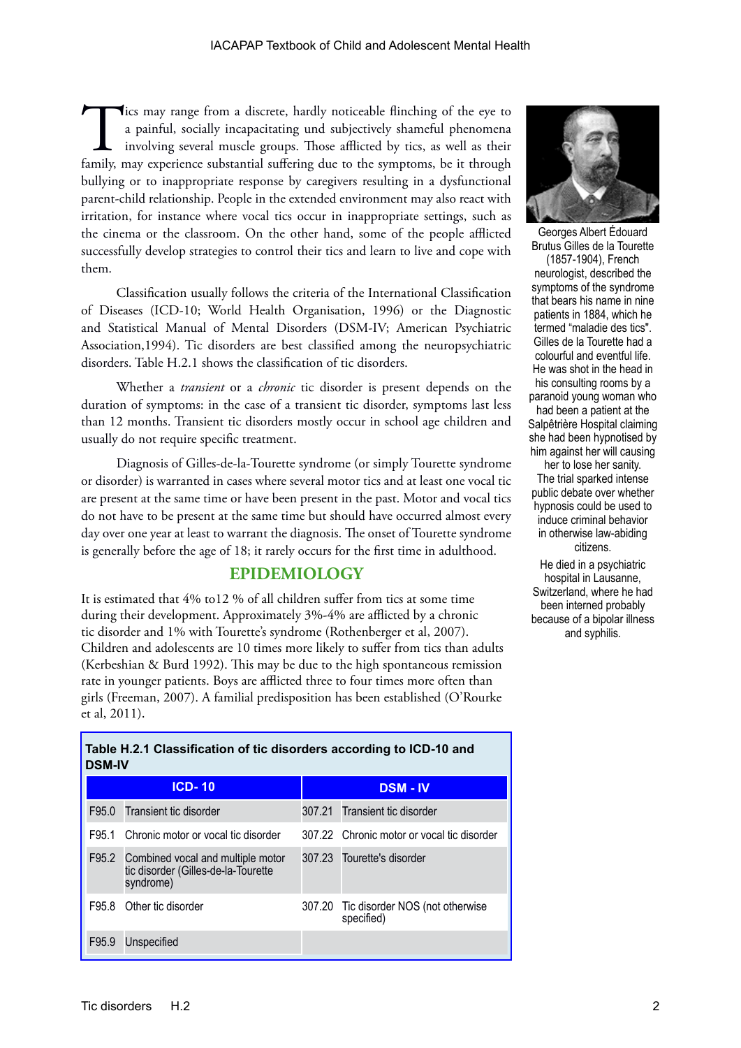Tics may range from a discrete, hardly noticeable flinching of the eye to a painful, socially incapacitating und subjectively shameful phenomena involving several muscle groups. Those afflicted by tics, as well as their family, may experience substantial suffering due to the symptoms, be it through bullying or to inappropriate response by caregivers resulting in a dysfunctional parent-child relationship. People in the extended environment may also react with irritation, for instance where vocal tics occur in inappropriate settings, such as the cinema or the classroom. On the other hand, some of the people afflicted successfully develop strategies to control their tics and learn to live and cope with them.

Classification usually follows the criteria of the International Classification of Diseases (ICD-10; World Health Organisation, 1996) or the Diagnostic and Statistical Manual of Mental Disorders (DSM-IV; American Psychiatric Association,1994). Tic disorders are best classified among the neuropsychiatric disorders. Table H.2.1 shows the classification of tic disorders.

Whether a *transient* or a *chronic* tic disorder is present depends on the duration of symptoms: in the case of a transient tic disorder, symptoms last less than 12 months. Transient tic disorders mostly occur in school age children and usually do not require specific treatment.

Diagnosis of Gilles-de-la-Tourette syndrome (or simply Tourette syndrome or disorder) is warranted in cases where several motor tics and at least one vocal tic are present at the same time or have been present in the past. Motor and vocal tics do not have to be present at the same time but should have occurred almost every day over one year at least to warrant the diagnosis. The onset of Tourette syndrome is generally before the age of 18; it rarely occurs for the first time in adulthood.

Georges Albert Édouard Brutus Gilles de la Tourette (1857-1904), French neurologist, described the symptoms of the syndrome that bears his name in nine patients in 1884, which he termed "maladie des tics". Gilles de la Tourette had a colourful and eventful life. He was shot in the head in his consulting rooms by a paranoid young woman who had been a patient at the Salpêtrière Hospital claiming she had been hypnotised by him against her will causing her to lose her sanity. The trial sparked intense public debate over whether hypnosis could be used to induce criminal behavior in otherwise law-abiding citizens.

He died in a psychiatric hospital in Lausanne, Switzerland, where he had been interned probably because of a bipolar illness and syphilis.

## EPIDEMIOLOGY

It is estimated that 4% to12 % of all children suffer from tics at some time during their development. Approximately 3%-4% are afflicted by a chronic tic disorder and 1% with Tourette's syndrome (Rothenberger et al, 2007). Children and adolescents are 10 times more likely to suffer from tics than adults (Kerbeshian & Burd 1992). This may be due to the high spontaneous remission rate in younger patients. Boys are afflicted three to four times more often than girls (Freeman, 2007). A familial predisposition has been established (O'Rourke et al, 2011).

**Table H.2.1 Classification of tic disorders according to ICD-10 and DSM-IV**

| ICD- 10 | | DSM - IV | |
|---|---|---|---|
| F95.0 | Transient tic disorder | 307.21 | Transient tic disorder |
| F95.1 | Chronic motor or vocal tic disorder | 307.22 | Chronic motor or vocal tic disorder |
| F95.2 | Combined vocal and multiple motor tic disorder (Gilles-de-la-Tourette syndrome) | 307.23 | Tourette's disorder |
| F95.8 | Other tic disorder | 307.20 | Tic disorder NOS (not otherwise specified) |
| F95.9 | Unspecified | | |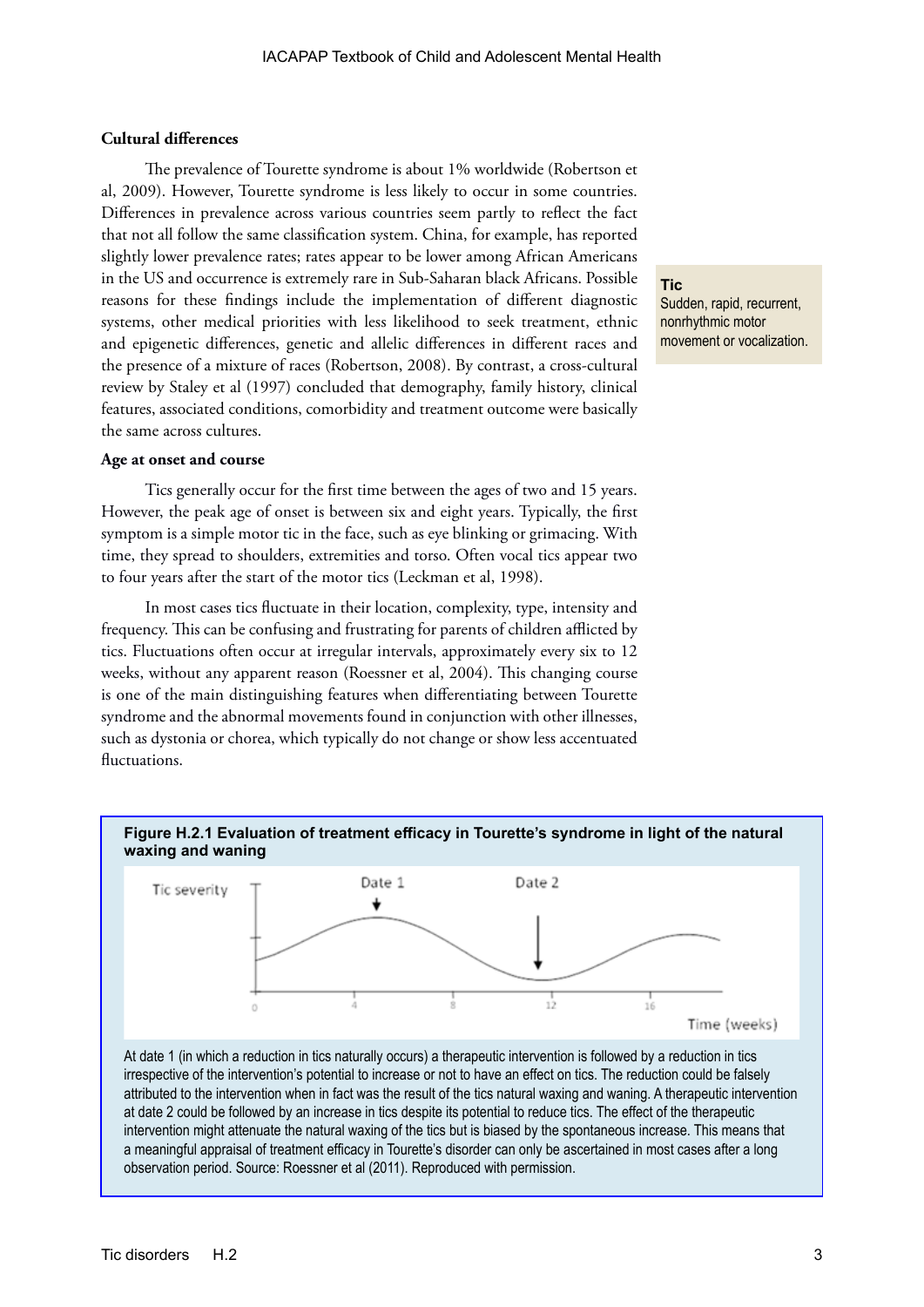### Cultural differences

The prevalence of Tourette syndrome is about 1% worldwide (Robertson et al, 2009). However, Tourette syndrome is less likely to occur in some countries. Differences in prevalence across various countries seem partly to reflect the fact that not all follow the same classification system. China, for example, has reported slightly lower prevalence rates; rates appear to be lower among African Americans in the US and occurrence is extremely rare in Sub-Saharan black Africans. Possible reasons for these findings include the implementation of different diagnostic systems, other medical priorities with less likelihood to seek treatment, ethnic and epigenetic differences, genetic and allelic differences in different races and the presence of a mixture of races (Robertson, 2008). By contrast, a cross-cultural review by Staley et al (1997) concluded that demography, family history, clinical features, associated conditions, comorbidity and treatment outcome were basically the same across cultures.

> **Tic**
> Sudden, rapid, recurrent, nonrhythmic motor movement or vocalization.

### Age at onset and course

Tics generally occur for the first time between the ages of two and 15 years. However, the peak age of onset is between six and eight years. Typically, the first symptom is a simple motor tic in the face, such as eye blinking or grimacing. With time, they spread to shoulders, extremities and torso. Often vocal tics appear two to four years after the start of the motor tics (Leckman et al, 1998).

In most cases tics fluctuate in their location, complexity, type, intensity and frequency. This can be confusing and frustrating for parents of children afflicted by tics. Fluctuations often occur at irregular intervals, approximately every six to 12 weeks, without any apparent reason (Roessner et al, 2004). This changing course is one of the main distinguishing features when differentiating between Tourette syndrome and the abnormal movements found in conjunction with other illnesses, such as dystonia or chorea, which typically do not change or show less accentuated fluctuations.

**Figure H.2.1 Evaluation of treatment efficacy in Tourette's syndrome in light of the natural waxing and waning**

At date 1 (in which a reduction in tics naturally occurs) a therapeutic intervention is followed by a reduction in tics irrespective of the intervention's potential to increase or not to have an effect on tics. The reduction could be falsely attributed to the intervention when in fact was the result of the tics natural waxing and waning. A therapeutic intervention at date 2 could be followed by an increase in tics despite its potential to reduce tics. The effect of the therapeutic intervention might attenuate the natural waxing of the tics but is biased by the spontaneous increase. This means that a meaningful appraisal of treatment efficacy in Tourette's disorder can only be ascertained in most cases after a long observation period. Source: Roessner et al (2011). Reproduced with permission.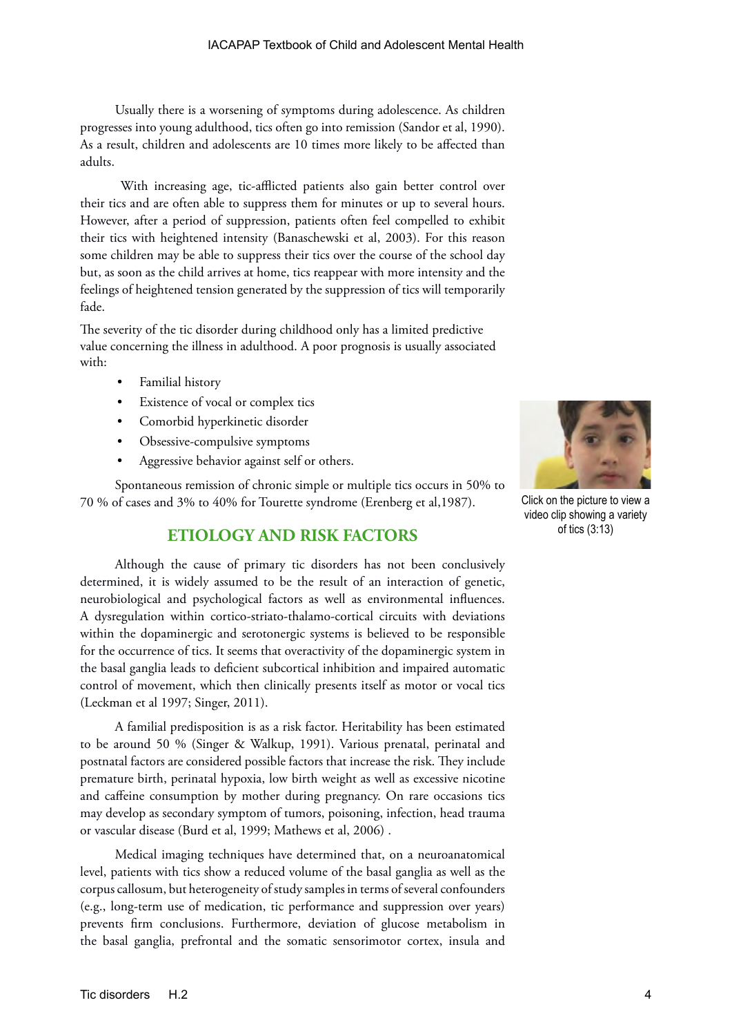Usually there is a worsening of symptoms during adolescence. As children progresses into young adulthood, tics often go into remission (Sandor et al, 1990). As a result, children and adolescents are 10 times more likely to be affected than adults.

With increasing age, tic-afflicted patients also gain better control over their tics and are often able to suppress them for minutes or up to several hours. However, after a period of suppression, patients often feel compelled to exhibit their tics with heightened intensity (Banaschewski et al, 2003). For this reason some children may be able to suppress their tics over the course of the school day but, as soon as the child arrives at home, tics reappear with more intensity and the feelings of heightened tension generated by the suppression of tics will temporarily fade.

The severity of the tic disorder during childhood only has a limited predictive value concerning the illness in adulthood. A poor prognosis is usually associated with:

- Familial history
- Existence of vocal or complex tics
- Comorbid hyperkinetic disorder
- Obsessive-compulsive symptoms
- Aggressive behavior against self or others.

Spontaneous remission of chronic simple or multiple tics occurs in 50% to 70 % of cases and 3% to 40% for Tourette syndrome (Erenberg et al,1987).

Click on the picture to view a video clip showing a variety of tics (3:13)

## ETIOLOGY AND RISK FACTORS

Although the cause of primary tic disorders has not been conclusively determined, it is widely assumed to be the result of an interaction of genetic, neurobiological and psychological factors as well as environmental influences. A dysregulation within cortico-striato-thalamo-cortical circuits with deviations within the dopaminergic and serotonergic systems is believed to be responsible for the occurrence of tics. It seems that overactivity of the dopaminergic system in the basal ganglia leads to deficient subcortical inhibition and impaired automatic control of movement, which then clinically presents itself as motor or vocal tics (Leckman et al 1997; Singer, 2011).

A familial predisposition is as a risk factor. Heritability has been estimated to be around 50 % (Singer & Walkup, 1991). Various prenatal, perinatal and postnatal factors are considered possible factors that increase the risk. They include premature birth, perinatal hypoxia, low birth weight as well as excessive nicotine and caffeine consumption by mother during pregnancy. On rare occasions tics may develop as secondary symptom of tumors, poisoning, infection, head trauma or vascular disease (Burd et al, 1999; Mathews et al, 2006) .

Medical imaging techniques have determined that, on a neuroanatomical level, patients with tics show a reduced volume of the basal ganglia as well as the corpus callosum, but heterogeneity of study samples in terms of several confounders (e.g., long-term use of medication, tic performance and suppression over years) prevents firm conclusions. Furthermore, deviation of glucose metabolism in the basal ganglia, prefrontal and the somatic sensorimotor cortex, insula and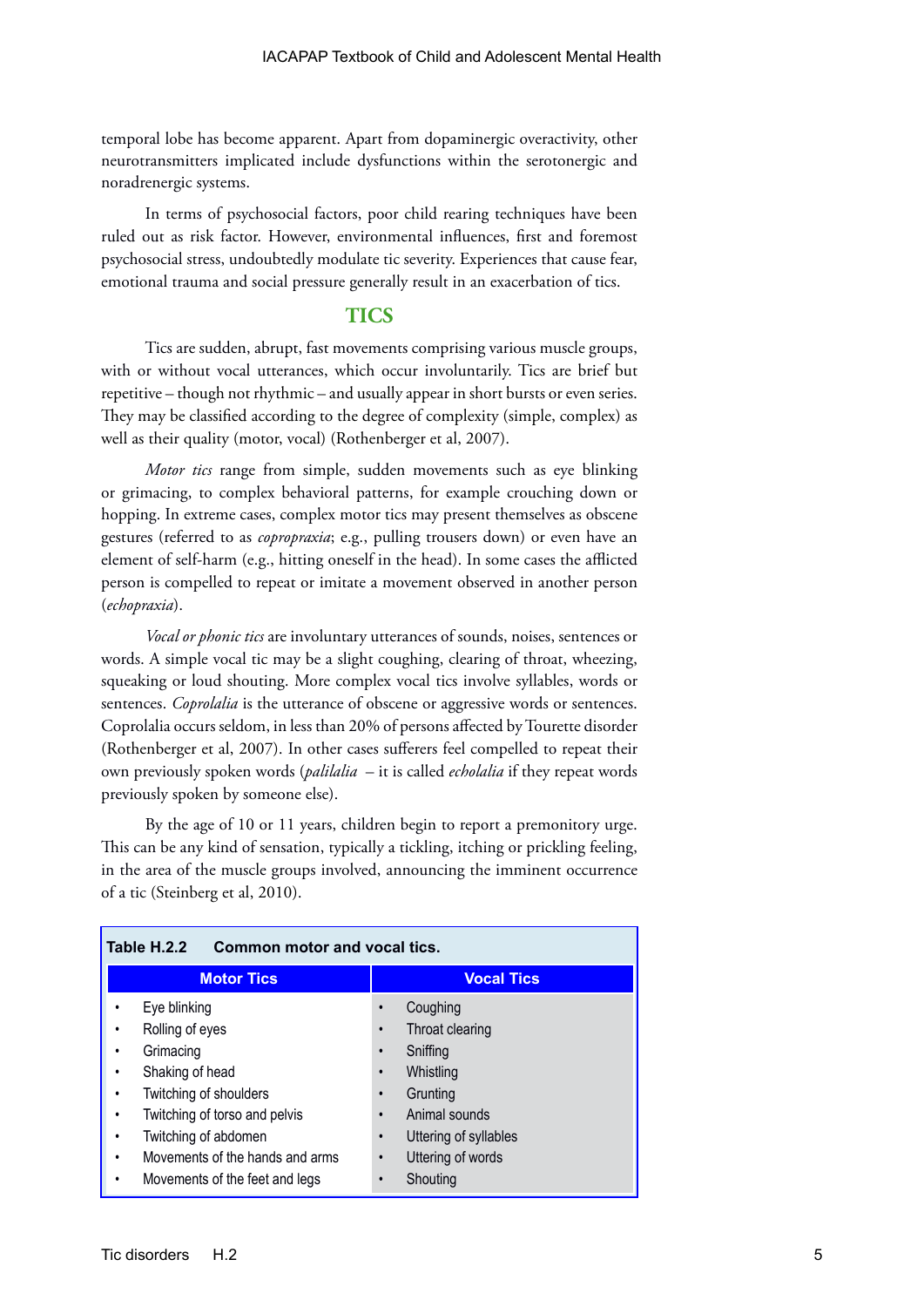temporal lobe has become apparent. Apart from dopaminergic overactivity, other neurotransmitters implicated include dysfunctions within the serotonergic and noradrenergic systems.

In terms of psychosocial factors, poor child rearing techniques have been ruled out as risk factor. However, environmental influences, first and foremost psychosocial stress, undoubtedly modulate tic severity. Experiences that cause fear, emotional trauma and social pressure generally result in an exacerbation of tics.

## TICS

Tics are sudden, abrupt, fast movements comprising various muscle groups, with or without vocal utterances, which occur involuntarily. Tics are brief but repetitive – though not rhythmic – and usually appear in short bursts or even series. They may be classified according to the degree of complexity (simple, complex) as well as their quality (motor, vocal) (Rothenberger et al, 2007).

*Motor tics* range from simple, sudden movements such as eye blinking or grimacing, to complex behavioral patterns, for example crouching down or hopping. In extreme cases, complex motor tics may present themselves as obscene gestures (referred to as *copropraxia*; e.g., pulling trousers down) or even have an element of self-harm (e.g., hitting oneself in the head). In some cases the afflicted person is compelled to repeat or imitate a movement observed in another person (*echopraxia*).

*Vocal or phonic tics* are involuntary utterances of sounds, noises, sentences or words. A simple vocal tic may be a slight coughing, clearing of throat, wheezing, squeaking or loud shouting. More complex vocal tics involve syllables, words or sentences. *Coprolalia* is the utterance of obscene or aggressive words or sentences. Coprolalia occurs seldom, in less than 20% of persons affected by Tourette disorder (Rothenberger et al, 2007). In other cases sufferers feel compelled to repeat their own previously spoken words (*palilalia* – it is called *echolalia* if they repeat words previously spoken by someone else).

By the age of 10 or 11 years, children begin to report a premonitory urge. This can be any kind of sensation, typically a tickling, itching or prickling feeling, in the area of the muscle groups involved, announcing the imminent occurrence of a tic (Steinberg et al, 2010).

**Table H.2.2 Common motor and vocal tics.**

| Motor Tics | Vocal Tics |
|---|---|
| • Eye blinking | • Coughing |
| • Rolling of eyes | • Throat clearing |
| • Grimacing | • Sniffing |
| • Shaking of head | • Whistling |
| • Twitching of shoulders | • Grunting |
| • Twitching of torso and pelvis | • Animal sounds |
| • Twitching of abdomen | • Uttering of syllables |
| • Movements of the hands and arms | • Uttering of words |
| • Movements of the feet and legs | • Shouting |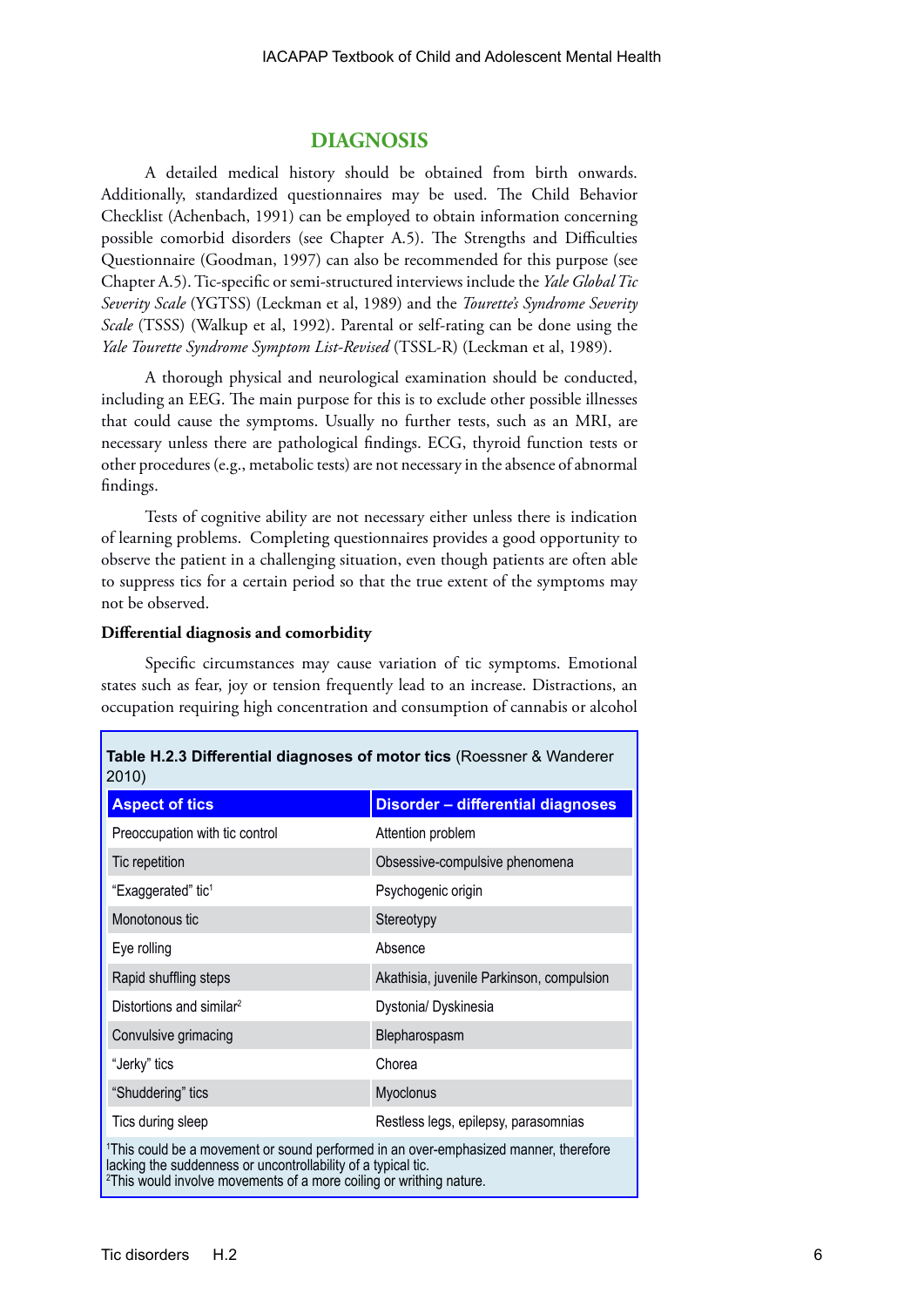## DIAGNOSIS

A detailed medical history should be obtained from birth onwards. Additionally, standardized questionnaires may be used. The Child Behavior Checklist (Achenbach, 1991) can be employed to obtain information concerning possible comorbid disorders (see Chapter A.5). The Strengths and Difficulties Questionnaire (Goodman, 1997) can also be recommended for this purpose (see Chapter A.5). Tic-specific or semi-structured interviews include the *Yale Global Tic Severity Scale* (YGTSS) (Leckman et al, 1989) and the *Tourette's Syndrome Severity Scale* (TSSS) (Walkup et al, 1992). Parental or self-rating can be done using the *Yale Tourette Syndrome Symptom List-Revised* (TSSL-R) (Leckman et al, 1989).

A thorough physical and neurological examination should be conducted, including an EEG. The main purpose for this is to exclude other possible illnesses that could cause the symptoms. Usually no further tests, such as an MRI, are necessary unless there are pathological findings. ECG, thyroid function tests or other procedures (e.g., metabolic tests) are not necessary in the absence of abnormal findings.

Tests of cognitive ability are not necessary either unless there is indication of learning problems. Completing questionnaires provides a good opportunity to observe the patient in a challenging situation, even though patients are often able to suppress tics for a certain period so that the true extent of the symptoms may not be observed.

### Differential diagnosis and comorbidity

Specific circumstances may cause variation of tic symptoms. Emotional states such as fear, joy or tension frequently lead to an increase. Distractions, an occupation requiring high concentration and consumption of cannabis or alcohol

**Table H.2.3 Differential diagnoses of motor tics** (Roessner & Wanderer 2010)

| Aspect of tics | Disorder – differential diagnoses |
|---|---|
| Preoccupation with tic control | Attention problem |
| Tic repetition | Obsessive-compulsive phenomena |
| "Exaggerated" tic[1] | Psychogenic origin |
| Monotonous tic | Stereotypy |
| Eye rolling | Absence |
| Rapid shuffling steps | Akathisia, juvenile Parkinson, compulsion |
| Distortions and similar[2] | Dystonia/ Dyskinesia |
| Convulsive grimacing | Blepharospasm |
| "Jerky" tics | Chorea |
| "Shuddering" tics | Myoclonus |
| Tics during sleep | Restless legs, epilepsy, parasomnias |

[1]This could be a movement or sound performed in an over-emphasized manner, therefore lacking the suddenness or uncontrollability of a typical tic.
[2]This would involve movements of a more coiling or writhing nature.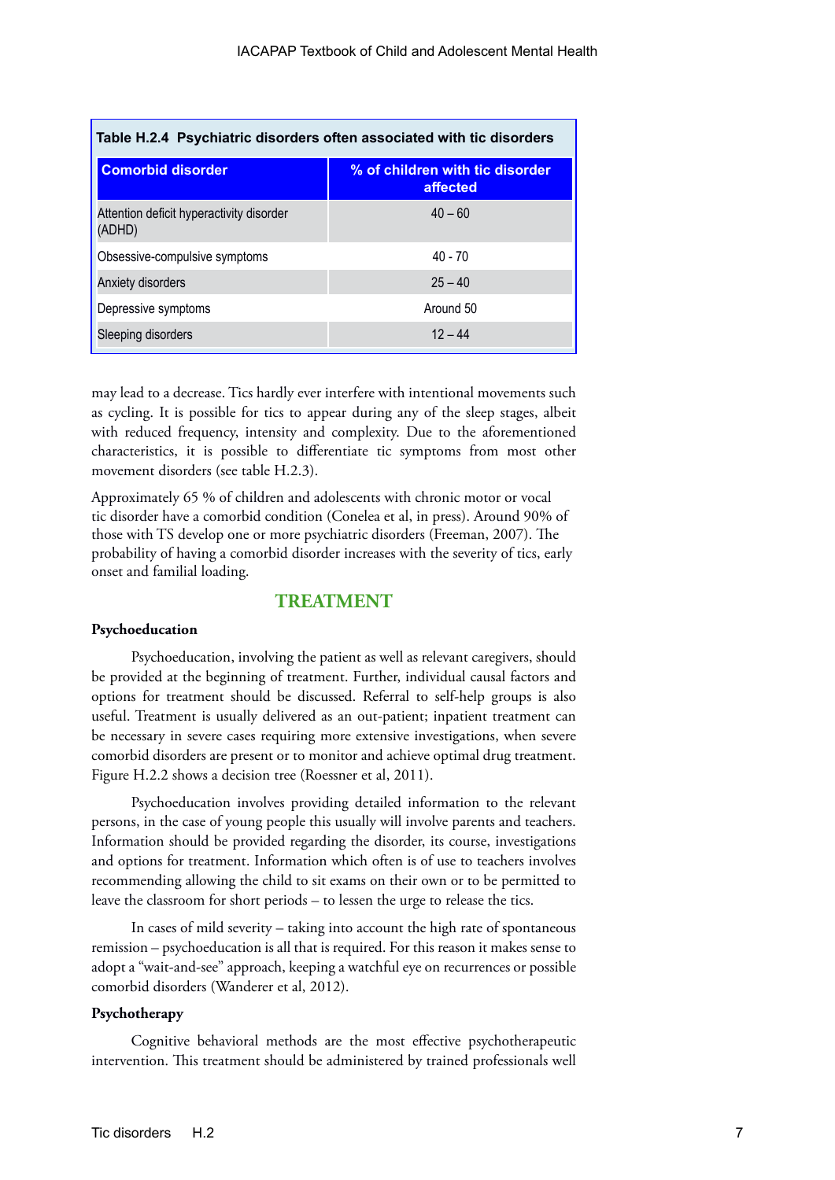**Table H.2.4 Psychiatric disorders often associated with tic disorders**

| Comorbid disorder | % of children with tic disorder affected |
|---|---|
| Attention deficit hyperactivity disorder (ADHD) | 40 – 60 |
| Obsessive-compulsive symptoms | 40 - 70 |
| Anxiety disorders | 25 – 40 |
| Depressive symptoms | Around 50 |
| Sleeping disorders | 12 – 44 |

may lead to a decrease. Tics hardly ever interfere with intentional movements such as cycling. It is possible for tics to appear during any of the sleep stages, albeit with reduced frequency, intensity and complexity. Due to the aforementioned characteristics, it is possible to differentiate tic symptoms from most other movement disorders (see table H.2.3).

Approximately 65 % of children and adolescents with chronic motor or vocal tic disorder have a comorbid condition (Conelea et al, in press). Around 90% of those with TS develop one or more psychiatric disorders (Freeman, 2007). The probability of having a comorbid disorder increases with the severity of tics, early onset and familial loading.

## TREATMENT

### Psychoeducation

Psychoeducation, involving the patient as well as relevant caregivers, should be provided at the beginning of treatment. Further, individual causal factors and options for treatment should be discussed. Referral to self-help groups is also useful. Treatment is usually delivered as an out-patient; inpatient treatment can be necessary in severe cases requiring more extensive investigations, when severe comorbid disorders are present or to monitor and achieve optimal drug treatment. Figure H.2.2 shows a decision tree (Roessner et al, 2011).

Psychoeducation involves providing detailed information to the relevant persons, in the case of young people this usually will involve parents and teachers. Information should be provided regarding the disorder, its course, investigations and options for treatment. Information which often is of use to teachers involves recommending allowing the child to sit exams on their own or to be permitted to leave the classroom for short periods – to lessen the urge to release the tics.

In cases of mild severity – taking into account the high rate of spontaneous remission – psychoeducation is all that is required. For this reason it makes sense to adopt a "wait-and-see" approach, keeping a watchful eye on recurrences or possible comorbid disorders (Wanderer et al, 2012).

### Psychotherapy

Cognitive behavioral methods are the most effective psychotherapeutic intervention. This treatment should be administered by trained professionals well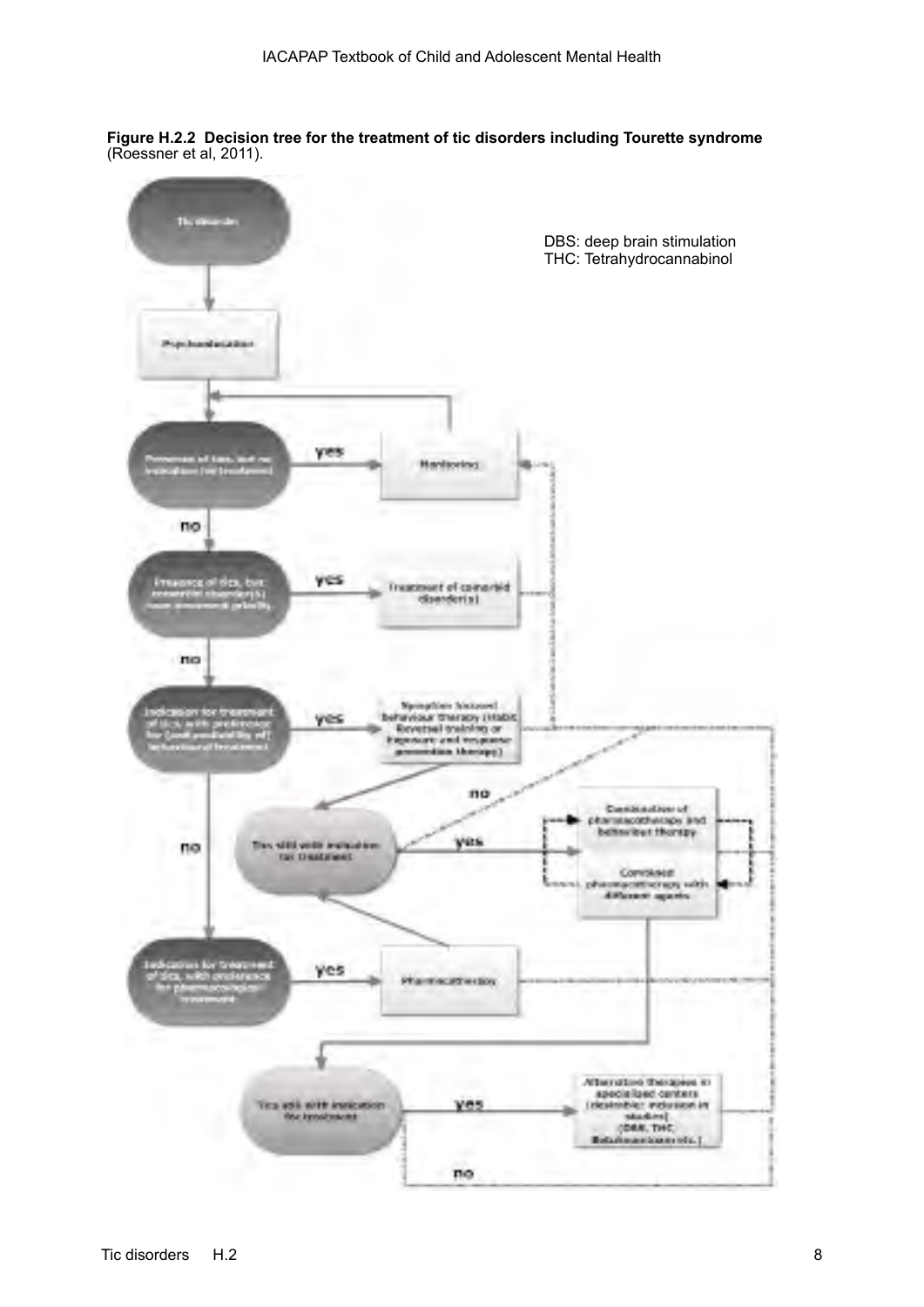**Figure H.2.2 Decision tree for the treatment of tic disorders including Tourette syndrome** (Roessner et al, 2011).

DBS: deep brain stimulation
THC: Tetrahydrocannabinol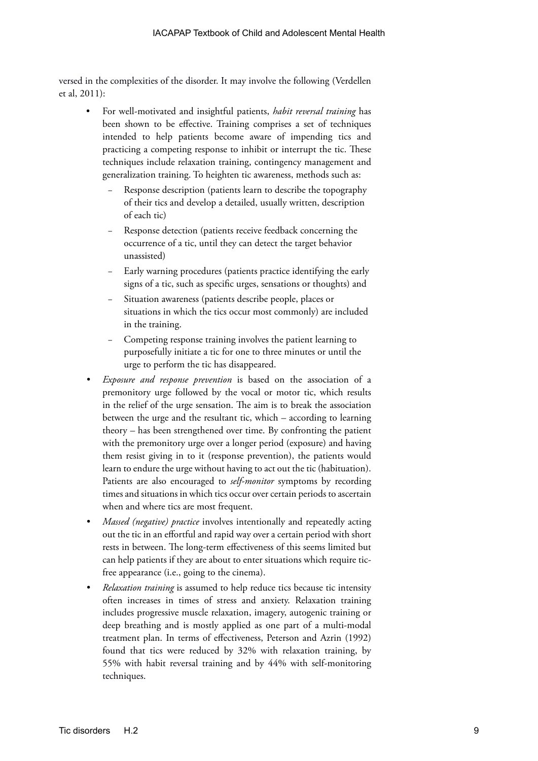versed in the complexities of the disorder. It may involve the following (Verdellen et al, 2011):

- For well-motivated and insightful patients, *habit reversal training* has been shown to be effective. Training comprises a set of techniques intended to help patients become aware of impending tics and practicing a competing response to inhibit or interrupt the tic. These techniques include relaxation training, contingency management and generalization training. To heighten tic awareness, methods such as:
  - Response description (patients learn to describe the topography of their tics and develop a detailed, usually written, description of each tic)
  - Response detection (patients receive feedback concerning the occurrence of a tic, until they can detect the target behavior unassisted)
  - Early warning procedures (patients practice identifying the early signs of a tic, such as specific urges, sensations or thoughts) and
  - Situation awareness (patients describe people, places or situations in which the tics occur most commonly) are included in the training.
  - Competing response training involves the patient learning to purposefully initiate a tic for one to three minutes or until the urge to perform the tic has disappeared.
- *Exposure and response prevention* is based on the association of a premonitory urge followed by the vocal or motor tic, which results in the relief of the urge sensation. The aim is to break the association between the urge and the resultant tic, which – according to learning theory – has been strengthened over time. By confronting the patient with the premonitory urge over a longer period (exposure) and having them resist giving in to it (response prevention), the patients would learn to endure the urge without having to act out the tic (habituation). Patients are also encouraged to *self-monitor* symptoms by recording times and situations in which tics occur over certain periods to ascertain when and where tics are most frequent.
- *Massed (negative) practice* involves intentionally and repeatedly acting out the tic in an effortful and rapid way over a certain period with short rests in between. The long-term effectiveness of this seems limited but can help patients if they are about to enter situations which require tic-free appearance (i.e., going to the cinema).
- *Relaxation training* is assumed to help reduce tics because tic intensity often increases in times of stress and anxiety. Relaxation training includes progressive muscle relaxation, imagery, autogenic training or deep breathing and is mostly applied as one part of a multi-modal treatment plan. In terms of effectiveness, Peterson and Azrin (1992) found that tics were reduced by 32% with relaxation training, by 55% with habit reversal training and by 44% with self-monitoring techniques.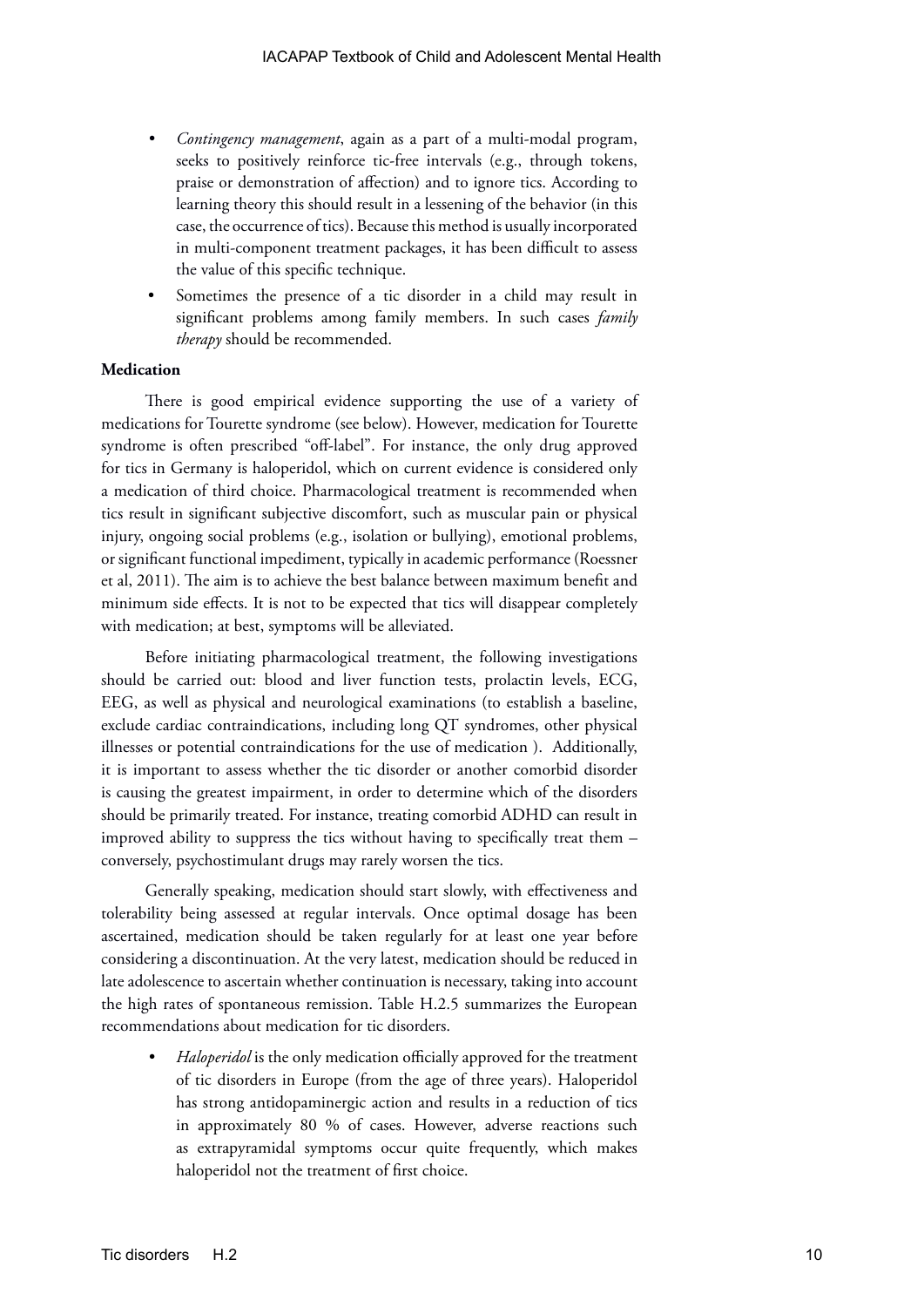- *Contingency management*, again as a part of a multi-modal program, seeks to positively reinforce tic-free intervals (e.g., through tokens, praise or demonstration of affection) and to ignore tics. According to learning theory this should result in a lessening of the behavior (in this case, the occurrence of tics). Because this method is usually incorporated in multi-component treatment packages, it has been difficult to assess the value of this specific technique.
- Sometimes the presence of a tic disorder in a child may result in significant problems among family members. In such cases *family therapy* should be recommended.

**Medication**

There is good empirical evidence supporting the use of a variety of medications for Tourette syndrome (see below). However, medication for Tourette syndrome is often prescribed "off-label". For instance, the only drug approved for tics in Germany is haloperidol, which on current evidence is considered only a medication of third choice. Pharmacological treatment is recommended when tics result in significant subjective discomfort, such as muscular pain or physical injury, ongoing social problems (e.g., isolation or bullying), emotional problems, or significant functional impediment, typically in academic performance (Roessner et al, 2011). The aim is to achieve the best balance between maximum benefit and minimum side effects. It is not to be expected that tics will disappear completely with medication; at best, symptoms will be alleviated.

Before initiating pharmacological treatment, the following investigations should be carried out: blood and liver function tests, prolactin levels, ECG, EEG, as well as physical and neurological examinations (to establish a baseline, exclude cardiac contraindications, including long QT syndromes, other physical illnesses or potential contraindications for the use of medication ). Additionally, it is important to assess whether the tic disorder or another comorbid disorder is causing the greatest impairment, in order to determine which of the disorders should be primarily treated. For instance, treating comorbid ADHD can result in improved ability to suppress the tics without having to specifically treat them – conversely, psychostimulant drugs may rarely worsen the tics.

Generally speaking, medication should start slowly, with effectiveness and tolerability being assessed at regular intervals. Once optimal dosage has been ascertained, medication should be taken regularly for at least one year before considering a discontinuation. At the very latest, medication should be reduced in late adolescence to ascertain whether continuation is necessary, taking into account the high rates of spontaneous remission. Table H.2.5 summarizes the European recommendations about medication for tic disorders.

- *Haloperidol* is the only medication officially approved for the treatment of tic disorders in Europe (from the age of three years). Haloperidol has strong antidopaminergic action and results in a reduction of tics in approximately 80 % of cases. However, adverse reactions such as extrapyramidal symptoms occur quite frequently, which makes haloperidol not the treatment of first choice.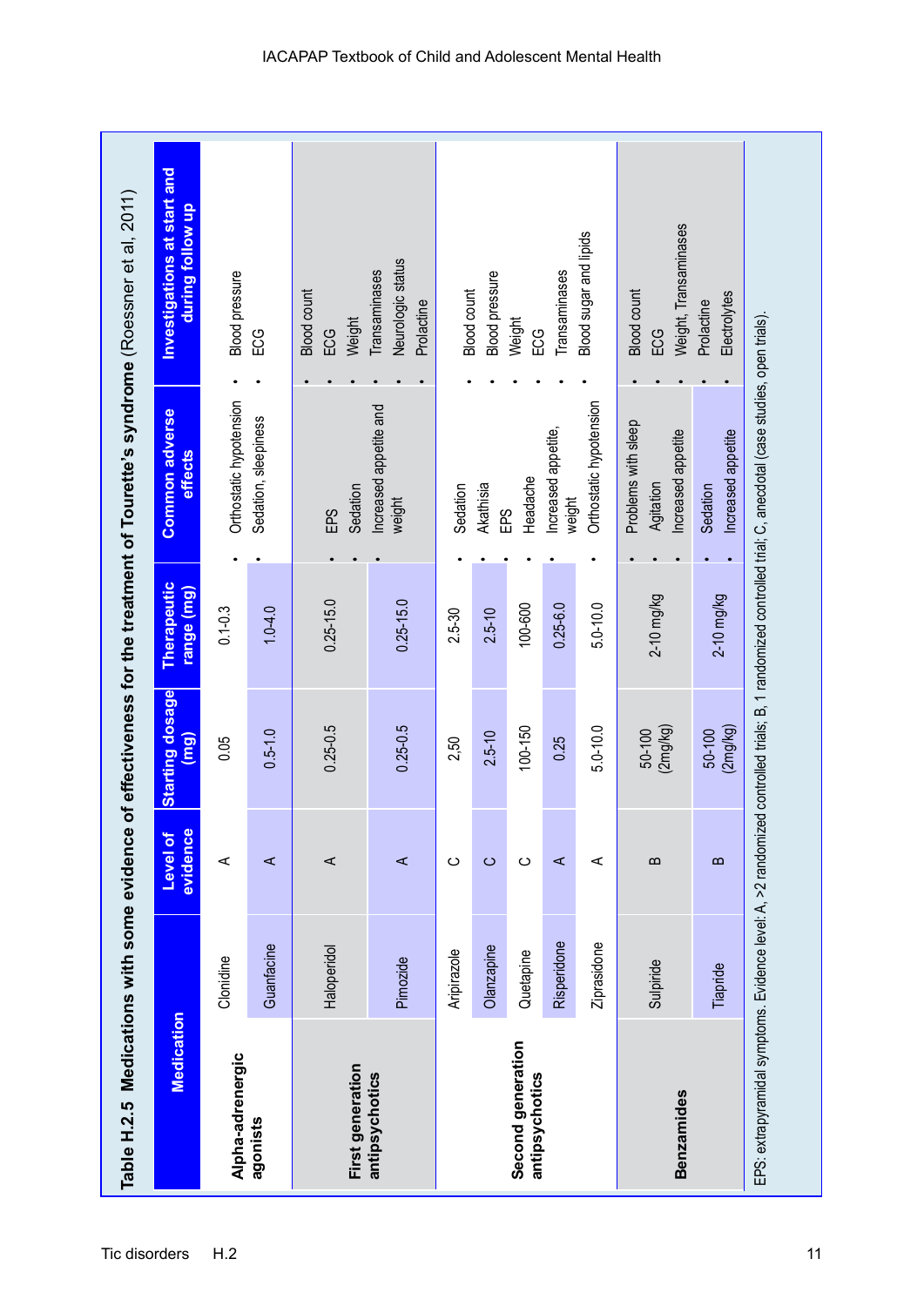**Table H.2.5 Medications with some evidence of effectiveness for the treatment of Tourette's syndrome** (Roessner et al, 2011)

| Medication | | Level of evidence | Starting dosage (mg) | Therapeutic range (mg) | Common adverse effects | Investigations at start and during follow up |
|---|---|---|---|---|---|---|
| **Alpha-adrenergic agonists** | Clonidine | A | 0.05 | 0.1-0.3 | • Orthostatic hypotension<br>• Sedation, sleepiness | • Blood pressure<br>• ECG |
| | Guanfacine | A | 0.5-1.0 | 1.0-4.0 | | |
| **First generation antipsychotics** | Haloperidol | A | 0.25-0.5 | 0.25-15.0 | • EPS<br>• Sedation<br>• Increased appetite and weight | • Blood count<br>• ECG<br>• Weight<br>• Transaminases<br>• Neurologic status<br>• Prolactine |
| | Pimozide | A | 0.25-0.5 | 0.25-15.0 | | |
| **Second generation antipsychotics** | Aripirazole | C | 2.50 | 2.5-30 | • Sedation<br>• Akathisia<br>• EPS<br>• Headache<br>• Increased appetite, weight<br>• Orthostatic hypotension | • Blood count<br>• Blood pressure<br>• Weight<br>• ECG<br>• Transaminases<br>• Blood sugar and lipids |
| | Olanzapine | C | 2.5-10 | 2.5-10 | | |
| | Quetapine | C | 100-150 | 100-600 | | |
| | Risperidone | A | 0.25 | 0.25-6.0 | | |
| | Ziprasidone | A | 5.0-10.0 | 5.0-10.0 | | |
| **Benzamides** | Sulpiride | B | 50-100 (2mg/kg) | 2-10 mg/kg | • Problems with sleep<br>• Agitation<br>• Increased appetite | • Blood count<br>• ECG<br>• Weight, Transaminases<br>• Prolactine<br>• Electrolytes |
| | Tiapride | B | 50-100 (2mg/kg) | 2-10 mg/kg | • Sedation<br>• Increased appetite | |

EPS: extrapyramidal symptoms. Evidence level: A, >2 randomized controlled trials; B, 1 randomized controlled trial; C, anecdotal (case studies, open trials).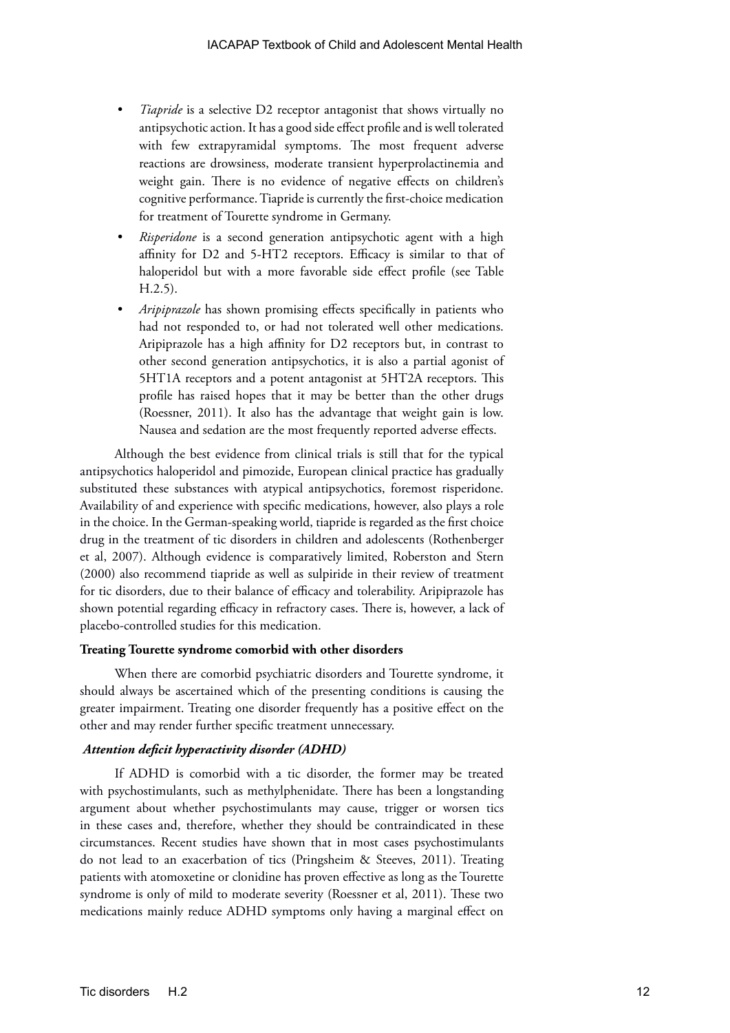- *Tiapride* is a selective D2 receptor antagonist that shows virtually no antipsychotic action. It has a good side effect profile and is well tolerated with few extrapyramidal symptoms. The most frequent adverse reactions are drowsiness, moderate transient hyperprolactinemia and weight gain. There is no evidence of negative effects on children's cognitive performance. Tiapride is currently the first-choice medication for treatment of Tourette syndrome in Germany.
- *Risperidone* is a second generation antipsychotic agent with a high affinity for D2 and 5-HT2 receptors. Efficacy is similar to that of haloperidol but with a more favorable side effect profile (see Table H.2.5).
- *Aripiprazole* has shown promising effects specifically in patients who had not responded to, or had not tolerated well other medications. Aripiprazole has a high affinity for D2 receptors but, in contrast to other second generation antipsychotics, it is also a partial agonist of 5HT1A receptors and a potent antagonist at 5HT2A receptors. This profile has raised hopes that it may be better than the other drugs (Roessner, 2011). It also has the advantage that weight gain is low. Nausea and sedation are the most frequently reported adverse effects.

Although the best evidence from clinical trials is still that for the typical antipsychotics haloperidol and pimozide, European clinical practice has gradually substituted these substances with atypical antipsychotics, foremost risperidone. Availability of and experience with specific medications, however, also plays a role in the choice. In the German-speaking world, tiapride is regarded as the first choice drug in the treatment of tic disorders in children and adolescents (Rothenberger et al, 2007). Although evidence is comparatively limited, Roberston and Stern (2000) also recommend tiapride as well as sulpiride in their review of treatment for tic disorders, due to their balance of efficacy and tolerability. Aripiprazole has shown potential regarding efficacy in refractory cases. There is, however, a lack of placebo-controlled studies for this medication.

**Treating Tourette syndrome comorbid with other disorders**

When there are comorbid psychiatric disorders and Tourette syndrome, it should always be ascertained which of the presenting conditions is causing the greater impairment. Treating one disorder frequently has a positive effect on the other and may render further specific treatment unnecessary.

***Attention deficit hyperactivity disorder (ADHD)***

If ADHD is comorbid with a tic disorder, the former may be treated with psychostimulants, such as methylphenidate. There has been a longstanding argument about whether psychostimulants may cause, trigger or worsen tics in these cases and, therefore, whether they should be contraindicated in these circumstances. Recent studies have shown that in most cases psychostimulants do not lead to an exacerbation of tics (Pringsheim & Steeves, 2011). Treating patients with atomoxetine or clonidine has proven effective as long as the Tourette syndrome is only of mild to moderate severity (Roessner et al, 2011). These two medications mainly reduce ADHD symptoms only having a marginal effect on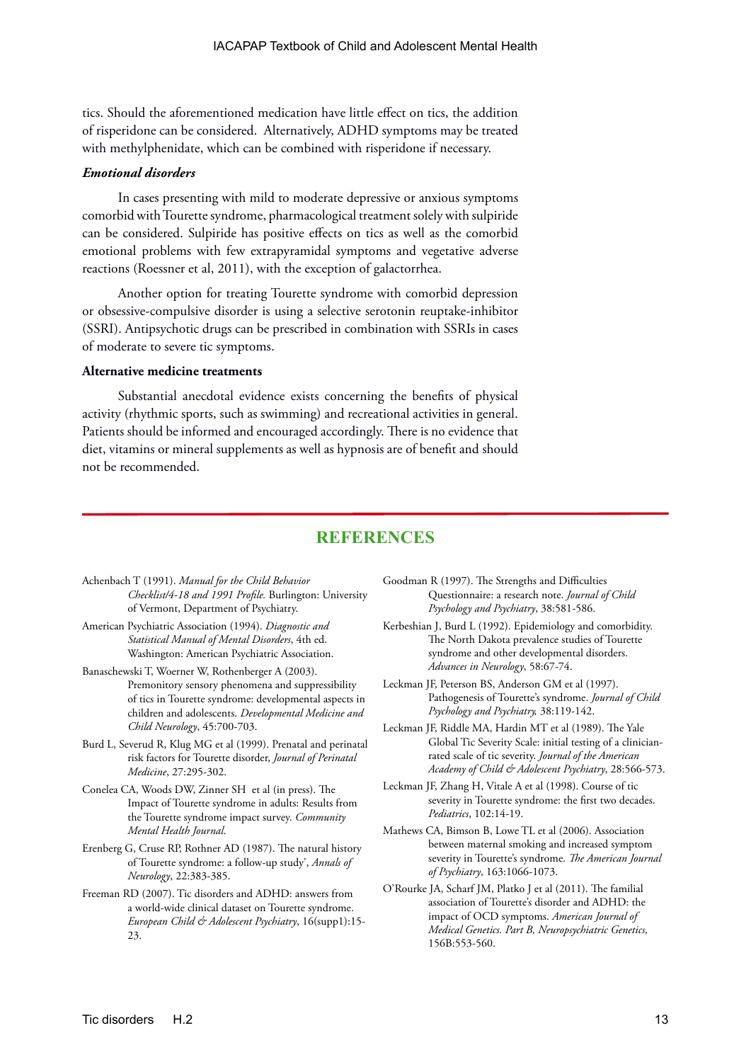tics. Should the aforementioned medication have little effect on tics, the addition of risperidone can be considered. Alternatively, ADHD symptoms may be treated with methylphenidate, which can be combined with risperidone if necessary.

***Emotional disorders***

In cases presenting with mild to moderate depressive or anxious symptoms comorbid with Tourette syndrome, pharmacological treatment solely with sulpiride can be considered. Sulpiride has positive effects on tics as well as the comorbid emotional problems with few extrapyramidal symptoms and vegetative adverse reactions (Roessner et al, 2011), with the exception of galactorrhea.

Another option for treating Tourette syndrome with comorbid depression or obsessive-compulsive disorder is using a selective serotonin reuptake-inhibitor (SSRI). Antipsychotic drugs can be prescribed in combination with SSRIs in cases of moderate to severe tic symptoms.

**Alternative medicine treatments**

Substantial anecdotal evidence exists concerning the benefits of physical activity (rhythmic sports, such as swimming) and recreational activities in general. Patients should be informed and encouraged accordingly. There is no evidence that diet, vitamins or mineral supplements as well as hypnosis are of benefit and should not be recommended.

## REFERENCES

Achenbach T (1991). *Manual for the Child Behavior Checklist/4-18 and 1991 Profile.* Burlington: University of Vermont, Department of Psychiatry.

American Psychiatric Association (1994). *Diagnostic and Statistical Manual of Mental Disorders*, 4th ed. Washington: American Psychiatric Association.

Banaschewski T, Woerner W, Rothenberger A (2003). Premonitory sensory phenomena and suppressibility of tics in Tourette syndrome: developmental aspects in children and adolescents. *Developmental Medicine and Child Neurology*, 45:700-703.

Burd L, Severud R, Klug MG et al (1999). Prenatal and perinatal risk factors for Tourette disorder, *Journal of Perinatal Medicine*, 27:295-302.

Conelea CA, Woods DW, Zinner SH et al (in press). The Impact of Tourette syndrome in adults: Results from the Tourette syndrome impact survey. *Community Mental Health Journal*.

Erenberg G, Cruse RP, Rothner AD (1987). The natural history of Tourette syndrome: a follow-up study', *Annals of Neurology*, 22:383-385.

Freeman RD (2007). Tic disorders and ADHD: answers from a world-wide clinical dataset on Tourette syndrome. *European Child & Adolescent Psychiatry*, 16(supp1):15-23.

Goodman R (1997). The Strengths and Difficulties Questionnaire: a research note. *Journal of Child Psychology and Psychiatry*, 38:581-586.

Kerbeshian J, Burd L (1992). Epidemiology and comorbidity. The North Dakota prevalence studies of Tourette syndrome and other developmental disorders. *Advances in Neurology*, 58:67-74.

Leckman JF, Peterson BS, Anderson GM et al (1997). Pathogenesis of Tourette's syndrome. *Journal of Child Psychology and Psychiatry,* 38:119-142.

Leckman JF, Riddle MA, Hardin MT et al (1989). The Yale Global Tic Severity Scale: initial testing of a clinician-rated scale of tic severity. *Journal of the American Academy of Child & Adolescent Psychiatry*, 28:566-573.

Leckman JF, Zhang H, Vitale A et al (1998). Course of tic severity in Tourette syndrome: the first two decades. *Pediatrics*, 102:14-19.

Mathews CA, Bimson B, Lowe TL et al (2006). Association between maternal smoking and increased symptom severity in Tourette's syndrome. *The American Journal of Psychiatry*, 163:1066-1073.

O'Rourke JA, Scharf JM, Platko J et al (2011). The familial association of Tourette's disorder and ADHD: the impact of OCD symptoms. *American Journal of Medical Genetics. Part B, Neuropsychiatric Genetics,* 156B:553-560.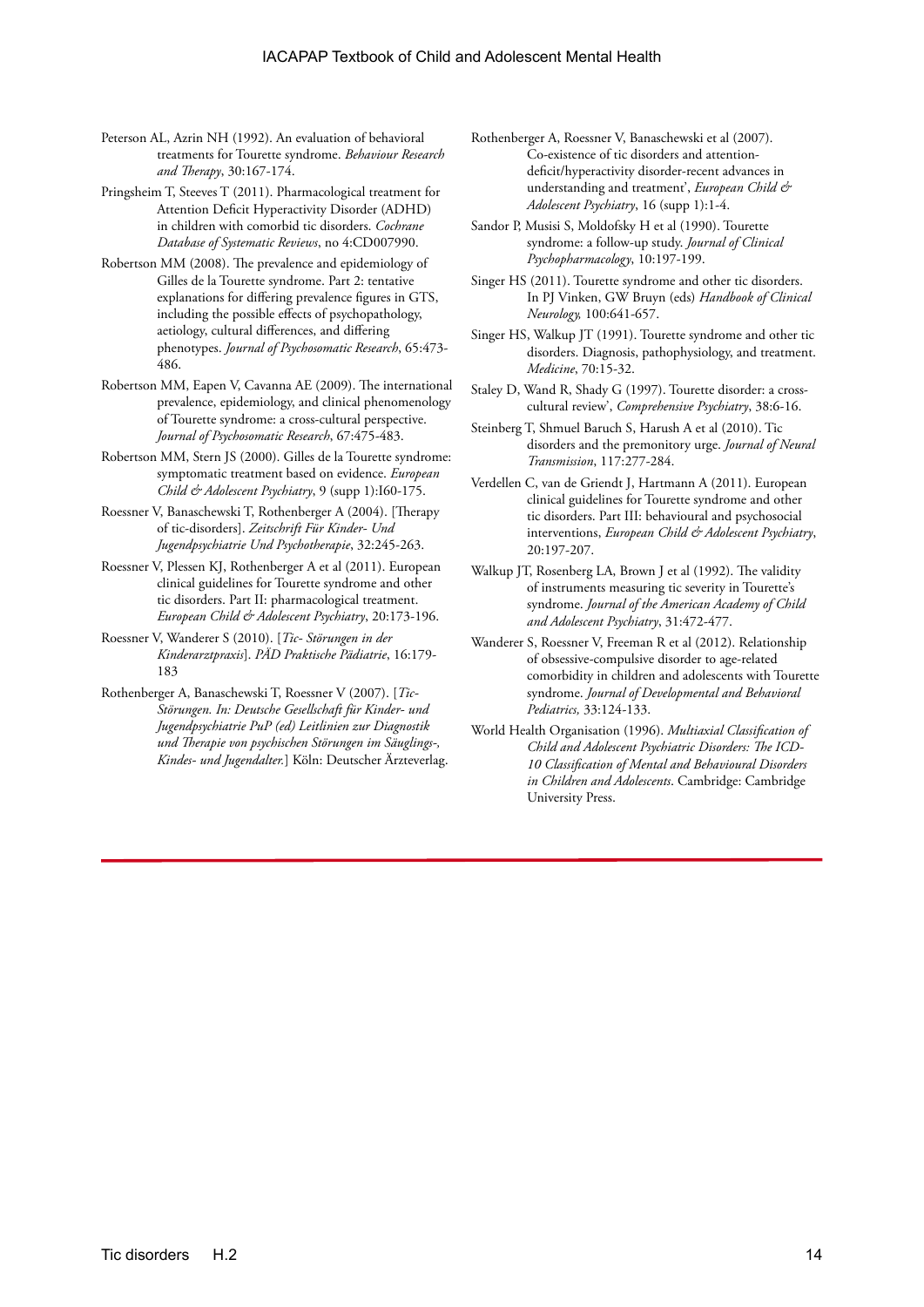Peterson AL, Azrin NH (1992). An evaluation of behavioral treatments for Tourette syndrome. *Behaviour Research and Therapy*, 30:167-174.

Pringsheim T, Steeves T (2011). Pharmacological treatment for Attention Deficit Hyperactivity Disorder (ADHD) in children with comorbid tic disorders. *Cochrane Database of Systematic Reviews*, no 4:CD007990.

Robertson MM (2008). The prevalence and epidemiology of Gilles de la Tourette syndrome. Part 2: tentative explanations for differing prevalence figures in GTS, including the possible effects of psychopathology, aetiology, cultural differences, and differing phenotypes. *Journal of Psychosomatic Research*, 65:473-486.

Robertson MM, Eapen V, Cavanna AE (2009). The international prevalence, epidemiology, and clinical phenomenology of Tourette syndrome: a cross-cultural perspective. *Journal of Psychosomatic Research*, 67:475-483.

Robertson MM, Stern JS (2000). Gilles de la Tourette syndrome: symptomatic treatment based on evidence. *European Child & Adolescent Psychiatry*, 9 (supp 1):I60-175.

Roessner V, Banaschewski T, Rothenberger A (2004). [Therapy of tic-disorders]. *Zeitschrift Für Kinder- Und Jugendpsychiatrie Und Psychotherapie*, 32:245-263.

Roessner V, Plessen KJ, Rothenberger A et al (2011). European clinical guidelines for Tourette syndrome and other tic disorders. Part II: pharmacological treatment. *European Child & Adolescent Psychiatry*, 20:173-196.

Roessner V, Wanderer S (2010). [*Tic- Störungen in der Kinderarztpraxis*]. *PÄD Praktische Pädiatrie*, 16:179-183

Rothenberger A, Banaschewski T, Roessner V (2007). [*Tic-Störungen. In: Deutsche Gesellschaft für Kinder- und Jugendpsychiatrie PuP (ed) Leitlinien zur Diagnostik und Therapie von psychischen Störungen im Säuglings-, Kindes- und Jugendalter.*] Köln: Deutscher Ärzteverlag.

Rothenberger A, Roessner V, Banaschewski et al (2007). Co-existence of tic disorders and attention-deficit/hyperactivity disorder-recent advances in understanding and treatment', *European Child & Adolescent Psychiatry*, 16 (supp 1):1-4.

Sandor P, Musisi S, Moldofsky H et al (1990). Tourette syndrome: a follow-up study. *Journal of Clinical Psychopharmacology*, 10:197-199.

Singer HS (2011). Tourette syndrome and other tic disorders. In PJ Vinken, GW Bruyn (eds) *Handbook of Clinical Neurology,* 100:641-657.

Singer HS, Walkup JT (1991). Tourette syndrome and other tic disorders. Diagnosis, pathophysiology, and treatment. *Medicine*, 70:15-32.

Staley D, Wand R, Shady G (1997). Tourette disorder: a cross-cultural review', *Comprehensive Psychiatry*, 38:6-16.

Steinberg T, Shmuel Baruch S, Harush A et al (2010). Tic disorders and the premonitory urge. *Journal of Neural Transmission*, 117:277-284.

Verdellen C, van de Griendt J, Hartmann A (2011). European clinical guidelines for Tourette syndrome and other tic disorders. Part III: behavioural and psychosocial interventions, *European Child & Adolescent Psychiatry*, 20:197-207.

Walkup JT, Rosenberg LA, Brown J et al (1992). The validity of instruments measuring tic severity in Tourette's syndrome. *Journal of the American Academy of Child and Adolescent Psychiatry*, 31:472-477.

Wanderer S, Roessner V, Freeman R et al (2012). Relationship of obsessive-compulsive disorder to age-related comorbidity in children and adolescents with Tourette syndrome. *Journal of Developmental and Behavioral Pediatrics,* 33:124-133.

World Health Organisation (1996). *Multiaxial Classification of Child and Adolescent Psychiatric Disorders: The ICD-10 Classification of Mental and Behavioural Disorders in Children and Adolescents*. Cambridge: Cambridge University Press.